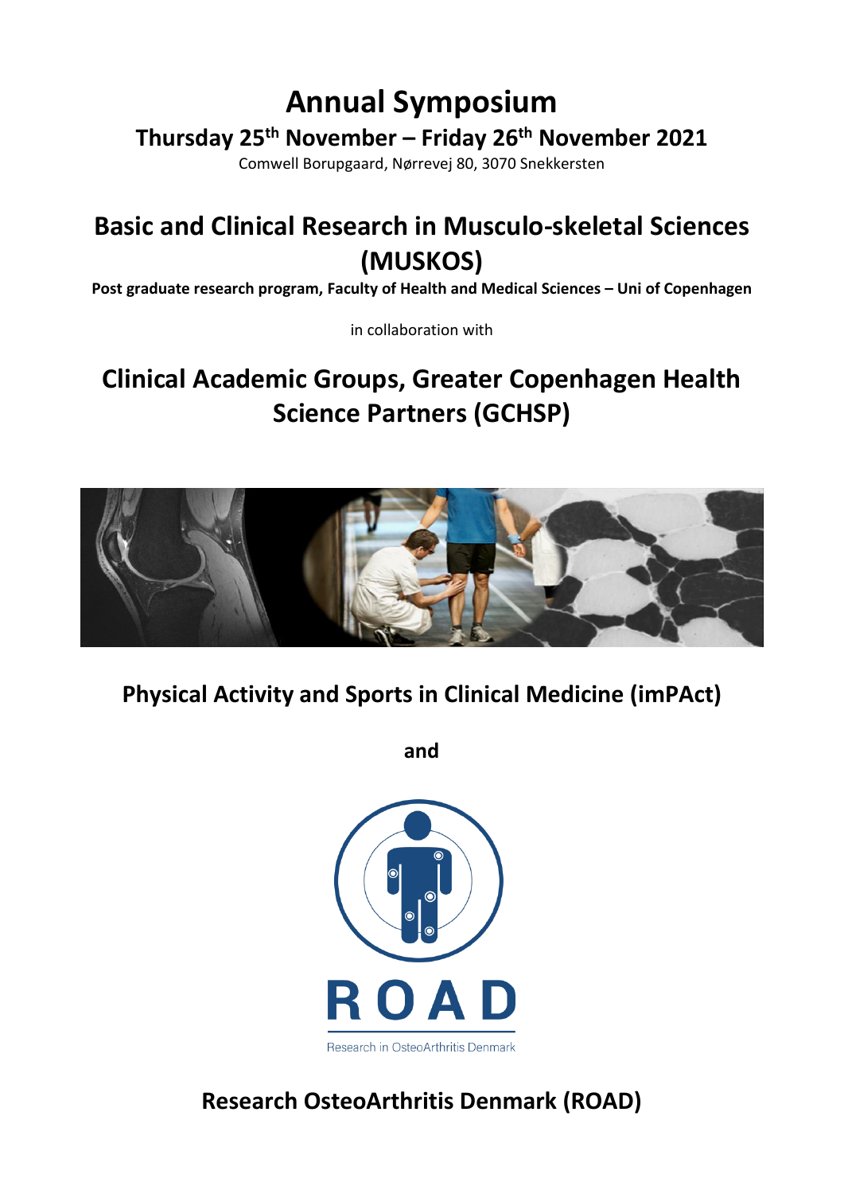# Annual Symposium

## Thursday 25th November – Friday 26th November 2021

Comwell Borupgaard, Nørrevej 80, 3070 Snekkersten

# Basic and Clinical Research in Musculo-skeletal Sciences (MUSKOS)

**Post graduate research program, Faculty of Health and Medical Sciences – Uni of Copenhagen**

in collaboration with

# Clinical Academic Groups, Greater Copenhagen Health Science Partners (GCHSP)

## Physical Activity and Sports in Clinical Medicine (imPAct)

**and**

ROAD

Research in OsteoArthritis Denmark

## Research OsteoArthritis Denmark (ROAD)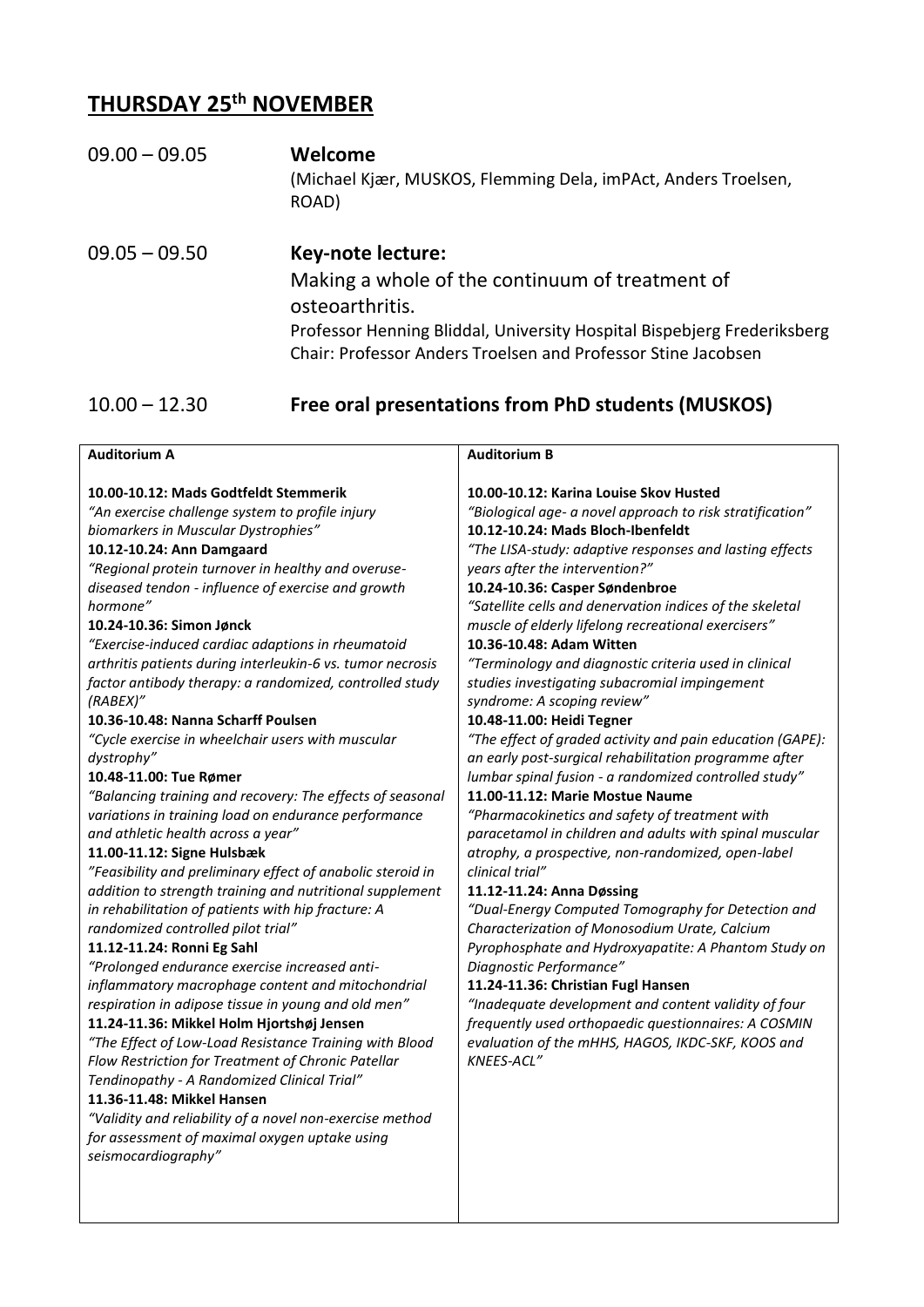# THURSDAY 25th NOVEMBER

09.00 – 09.05 **Welcome**
(Michael Kjær, MUSKOS, Flemming Dela, imPAct, Anders Troelsen, ROAD)

09.05 – 09.50 **Key-note lecture:**
Making a whole of the continuum of treatment of osteoarthritis.
Professor Henning Bliddal, University Hospital Bispebjerg Frederiksberg
Chair: Professor Anders Troelsen and Professor Stine Jacobsen

## 10.00 – 12.30 Free oral presentations from PhD students (MUSKOS)

### Auditorium A

**10.00-10.12: Mads Godtfeldt Stemmerik**
*"An exercise challenge system to profile injury biomarkers in Muscular Dystrophies"*

**10.12-10.24: Ann Damgaard**
*"Regional protein turnover in healthy and overuse-diseased tendon - influence of exercise and growth hormone"*

**10.24-10.36: Simon Jønck**
*"Exercise-induced cardiac adaptions in rheumatoid arthritis patients during interleukin-6 vs. tumor necrosis factor antibody therapy: a randomized, controlled study (RABEX)"*

**10.36-10.48: Nanna Scharff Poulsen**
*"Cycle exercise in wheelchair users with muscular dystrophy"*

**10.48-11.00: Tue Rømer**
*"Balancing training and recovery: The effects of seasonal variations in training load on endurance performance and athletic health across a year"*

**11.00-11.12: Signe Hulsbæk**
*"Feasibility and preliminary effect of anabolic steroid in addition to strength training and nutritional supplement in rehabilitation of patients with hip fracture: A randomized controlled pilot trial"*

**11.12-11.24: Ronni Eg Sahl**
*"Prolonged endurance exercise increased anti-inflammatory macrophage content and mitochondrial respiration in adipose tissue in young and old men"*

**11.24-11.36: Mikkel Holm Hjortshøj Jensen**
*"The Effect of Low-Load Resistance Training with Blood Flow Restriction for Treatment of Chronic Patellar Tendinopathy - A Randomized Clinical Trial"*

**11.36-11.48: Mikkel Hansen**
*"Validity and reliability of a novel non-exercise method for assessment of maximal oxygen uptake using seismocardiography"*

### Auditorium B

**10.00-10.12: Karina Louise Skov Husted**
*"Biological age- a novel approach to risk stratification"*

**10.12-10.24: Mads Bloch-Ibenfeldt**
*"The LISA-study: adaptive responses and lasting effects years after the intervention?"*

**10.24-10.36: Casper Søndenbroe**
*"Satellite cells and denervation indices of the skeletal muscle of elderly lifelong recreational exercisers"*

**10.36-10.48: Adam Witten**
*"Terminology and diagnostic criteria used in clinical studies investigating subacromial impingement syndrome: A scoping review"*

**10.48-11.00: Heidi Tegner**
*"The effect of graded activity and pain education (GAPE): an early post-surgical rehabilitation programme after lumbar spinal fusion - a randomized controlled study"*

**11.00-11.12: Marie Mostue Naume**
*"Pharmacokinetics and safety of treatment with paracetamol in children and adults with spinal muscular atrophy, a prospective, non-randomized, open-label clinical trial"*

**11.12-11.24: Anna Døssing**
*"Dual-Energy Computed Tomography for Detection and Characterization of Monosodium Urate, Calcium Pyrophosphate and Hydroxyapatite: A Phantom Study on Diagnostic Performance"*

**11.24-11.36: Christian Fugl Hansen**
*"Inadequate development and content validity of four frequently used orthopaedic questionnaires: A COSMIN evaluation of the mHHS, HAGOS, IKDC-SKF, KOOS and KNEES-ACL"*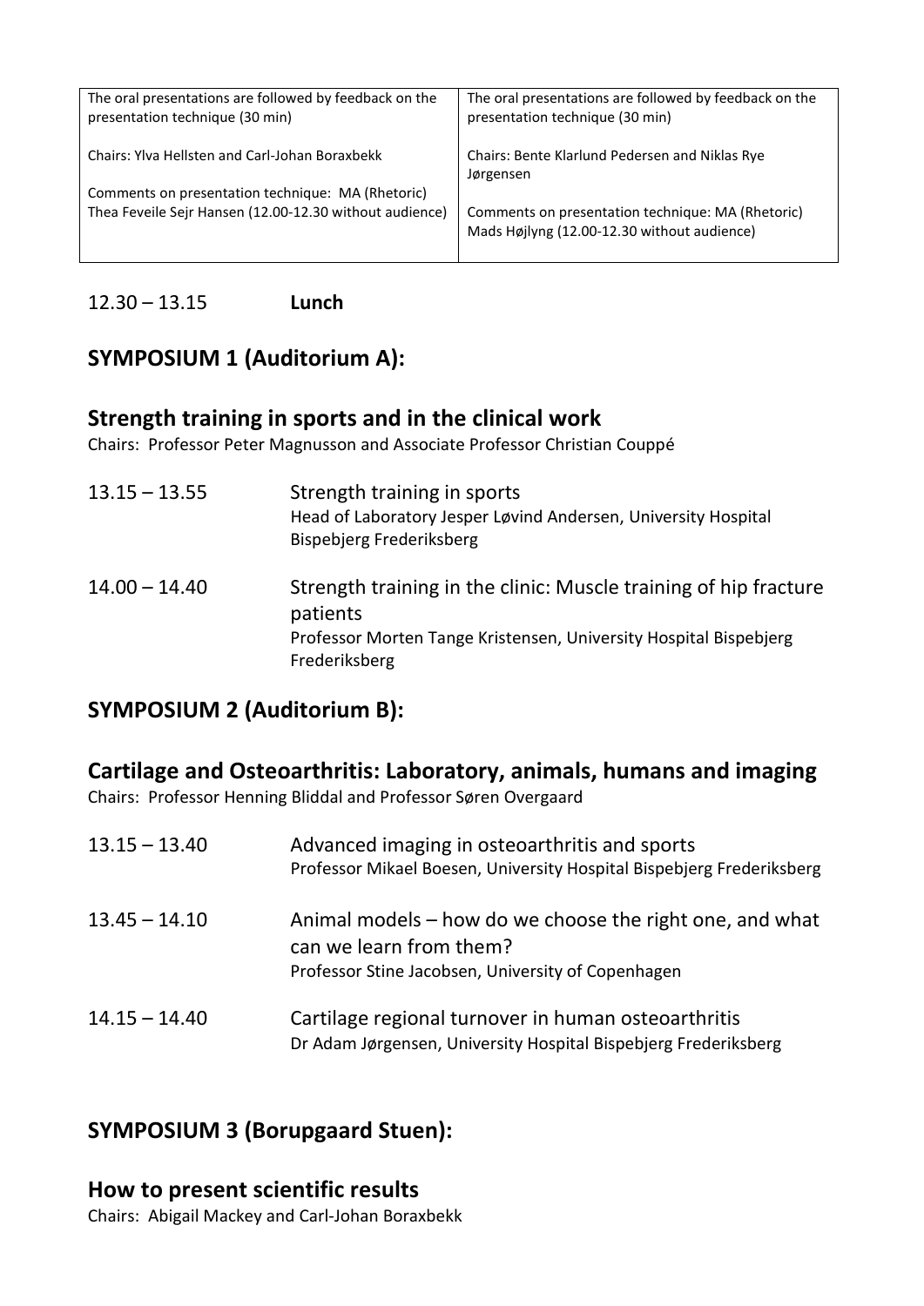| The oral presentations are followed by feedback on the presentation technique (30 min) | The oral presentations are followed by feedback on the presentation technique (30 min) |
|---|---|
| Chairs: Ylva Hellsten and Carl-Johan Boraxbekk | Chairs: Bente Klarlund Pedersen and Niklas Rye Jørgensen |
| Comments on presentation technique: MA (Rhetoric) Thea Feveile Sejr Hansen (12.00-12.30 without audience) | Comments on presentation technique: MA (Rhetoric) Mads Højlyng (12.00-12.30 without audience) |

12.30 – 13.15 **Lunch**

## SYMPOSIUM 1 (Auditorium A):

## Strength training in sports and in the clinical work

Chairs: Professor Peter Magnusson and Associate Professor Christian Couppé

13.15 – 13.55 Strength training in sports
Head of Laboratory Jesper Løvind Andersen, University Hospital Bispebjerg Frederiksberg

14.00 – 14.40 Strength training in the clinic: Muscle training of hip fracture patients
Professor Morten Tange Kristensen, University Hospital Bispebjerg Frederiksberg

## SYMPOSIUM 2 (Auditorium B):

## Cartilage and Osteoarthritis: Laboratory, animals, humans and imaging

Chairs: Professor Henning Bliddal and Professor Søren Overgaard

13.15 – 13.40 Advanced imaging in osteoarthritis and sports
Professor Mikael Boesen, University Hospital Bispebjerg Frederiksberg

13.45 – 14.10 Animal models – how do we choose the right one, and what can we learn from them?
Professor Stine Jacobsen, University of Copenhagen

14.15 – 14.40 Cartilage regional turnover in human osteoarthritis
Dr Adam Jørgensen, University Hospital Bispebjerg Frederiksberg

## SYMPOSIUM 3 (Borupgaard Stuen):

## How to present scientific results

Chairs: Abigail Mackey and Carl-Johan Boraxbekk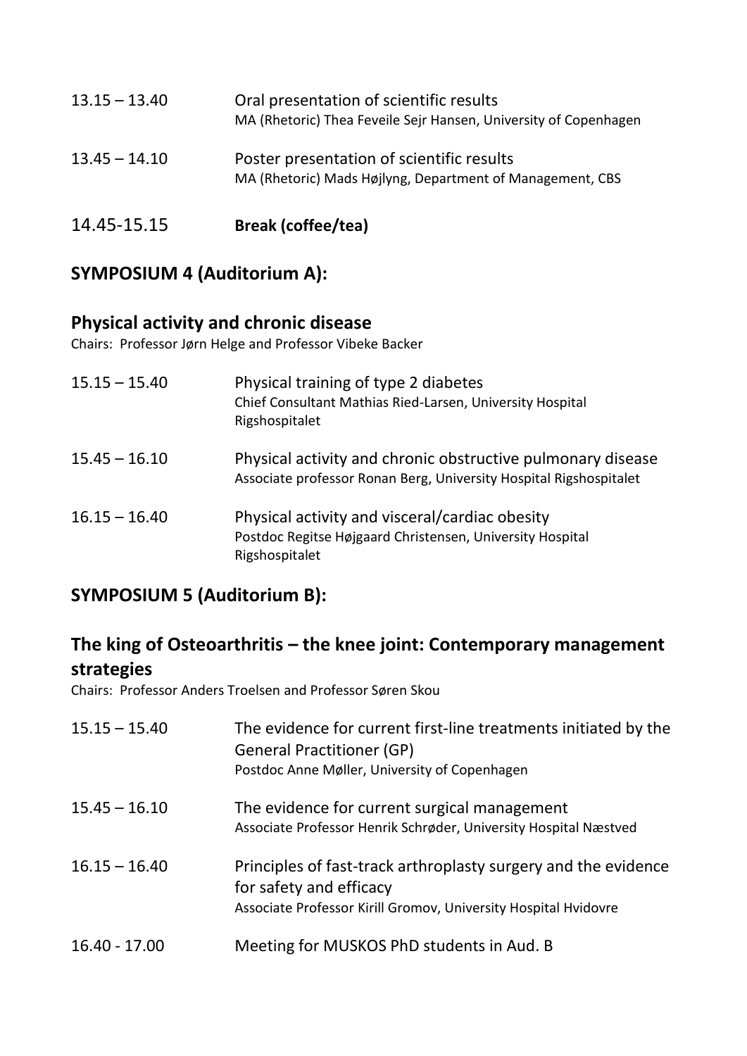13.15 – 13.40 Oral presentation of scientific results
MA (Rhetoric) Thea Feveile Sejr Hansen, University of Copenhagen

13.45 – 14.10 Poster presentation of scientific results
MA (Rhetoric) Mads Højlyng, Department of Management, CBS

14.45-15.15 **Break (coffee/tea)**

## SYMPOSIUM 4 (Auditorium A):

### Physical activity and chronic disease

Chairs: Professor Jørn Helge and Professor Vibeke Backer

15.15 – 15.40 Physical training of type 2 diabetes
Chief Consultant Mathias Ried-Larsen, University Hospital Rigshospitalet

15.45 – 16.10 Physical activity and chronic obstructive pulmonary disease
Associate professor Ronan Berg, University Hospital Rigshospitalet

16.15 – 16.40 Physical activity and visceral/cardiac obesity
Postdoc Regitse Højgaard Christensen, University Hospital Rigshospitalet

## SYMPOSIUM 5 (Auditorium B):

### The king of Osteoarthritis – the knee joint: Contemporary management strategies

Chairs: Professor Anders Troelsen and Professor Søren Skou

15.15 – 15.40 The evidence for current first-line treatments initiated by the General Practitioner (GP)
Postdoc Anne Møller, University of Copenhagen

15.45 – 16.10 The evidence for current surgical management
Associate Professor Henrik Schrøder, University Hospital Næstved

16.15 – 16.40 Principles of fast-track arthroplasty surgery and the evidence for safety and efficacy
Associate Professor Kirill Gromov, University Hospital Hvidovre

16.40 - 17.00 Meeting for MUSKOS PhD students in Aud. B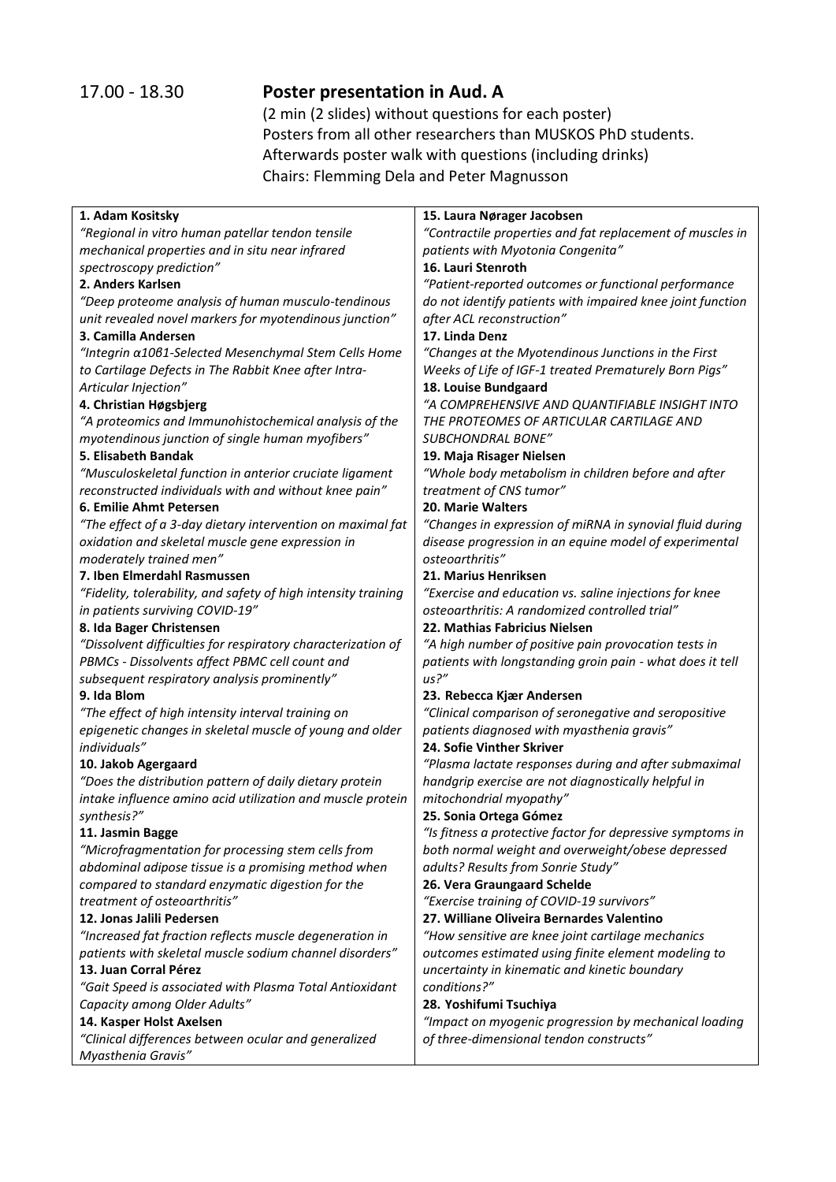17.00 - 18.30 **Poster presentation in Aud. A**

(2 min (2 slides) without questions for each poster)
Posters from all other researchers than MUSKOS PhD students.
Afterwards poster walk with questions (including drinks)
Chairs: Flemming Dela and Peter Magnusson

**1. Adam Kositsky**
*"Regional in vitro human patellar tendon tensile mechanical properties and in situ near infrared spectroscopy prediction"*

**2. Anders Karlsen**
*"Deep proteome analysis of human musculo-tendinous unit revealed novel markers for myotendinous junction"*

**3. Camilla Andersen**
*"Integrin α10β1-Selected Mesenchymal Stem Cells Home to Cartilage Defects in The Rabbit Knee after Intra-Articular Injection"*

**4. Christian Høgsbjerg**
*"A proteomics and Immunohistochemical analysis of the myotendinous junction of single human myofibers"*

**5. Elisabeth Bandak**
*"Musculoskeletal function in anterior cruciate ligament reconstructed individuals with and without knee pain"*

**6. Emilie Ahmt Petersen**
*"The effect of a 3-day dietary intervention on maximal fat oxidation and skeletal muscle gene expression in moderately trained men"*

**7. Iben Elmerdahl Rasmussen**
*"Fidelity, tolerability, and safety of high intensity training in patients surviving COVID-19"*

**8. Ida Bager Christensen**
*"Dissolvent difficulties for respiratory characterization of PBMCs - Dissolvents affect PBMC cell count and subsequent respiratory analysis prominently"*

**9. Ida Blom**
*"The effect of high intensity interval training on epigenetic changes in skeletal muscle of young and older individuals"*

**10. Jakob Agergaard**
*"Does the distribution pattern of daily dietary protein intake influence amino acid utilization and muscle protein synthesis?"*

**11. Jasmin Bagge**
*"Microfragmentation for processing stem cells from abdominal adipose tissue is a promising method when compared to standard enzymatic digestion for the treatment of osteoarthritis"*

**12. Jonas Jalili Pedersen**
*"Increased fat fraction reflects muscle degeneration in patients with skeletal muscle sodium channel disorders"*

**13. Juan Corral Pérez**
*"Gait Speed is associated with Plasma Total Antioxidant Capacity among Older Adults"*

**14. Kasper Holst Axelsen**
*"Clinical differences between ocular and generalized Myasthenia Gravis"*

**15. Laura Nørager Jacobsen**
*"Contractile properties and fat replacement of muscles in patients with Myotonia Congenita"*

**16. Lauri Stenroth**
*"Patient-reported outcomes or functional performance do not identify patients with impaired knee joint function after ACL reconstruction"*

**17. Linda Denz**
*"Changes at the Myotendinous Junctions in the First Weeks of Life of IGF-1 treated Prematurely Born Pigs"*

**18. Louise Bundgaard**
*"A COMPREHENSIVE AND QUANTIFIABLE INSIGHT INTO THE PROTEOMES OF ARTICULAR CARTILAGE AND SUBCHONDRAL BONE"*

**19. Maja Risager Nielsen**
*"Whole body metabolism in children before and after treatment of CNS tumor"*

**20. Marie Walters**
*"Changes in expression of miRNA in synovial fluid during disease progression in an equine model of experimental osteoarthritis"*

**21. Marius Henriksen**
*"Exercise and education vs. saline injections for knee osteoarthritis: A randomized controlled trial"*

**22. Mathias Fabricius Nielsen**
*"A high number of positive pain provocation tests in patients with longstanding groin pain - what does it tell us?"*

**23. Rebecca Kjær Andersen**
*"Clinical comparison of seronegative and seropositive patients diagnosed with myasthenia gravis"*

**24. Sofie Vinther Skriver**
*"Plasma lactate responses during and after submaximal handgrip exercise are not diagnostically helpful in mitochondrial myopathy"*

**25. Sonia Ortega Gómez**
*"Is fitness a protective factor for depressive symptoms in both normal weight and overweight/obese depressed adults? Results from Sonrie Study"*

**26. Vera Graungaard Schelde**
*"Exercise training of COVID-19 survivors"*

**27. Williane Oliveira Bernardes Valentino**
*"How sensitive are knee joint cartilage mechanics outcomes estimated using finite element modeling to uncertainty in kinematic and kinetic boundary conditions?"*

**28. Yoshifumi Tsuchiya**
*"Impact on myogenic progression by mechanical loading of three-dimensional tendon constructs"*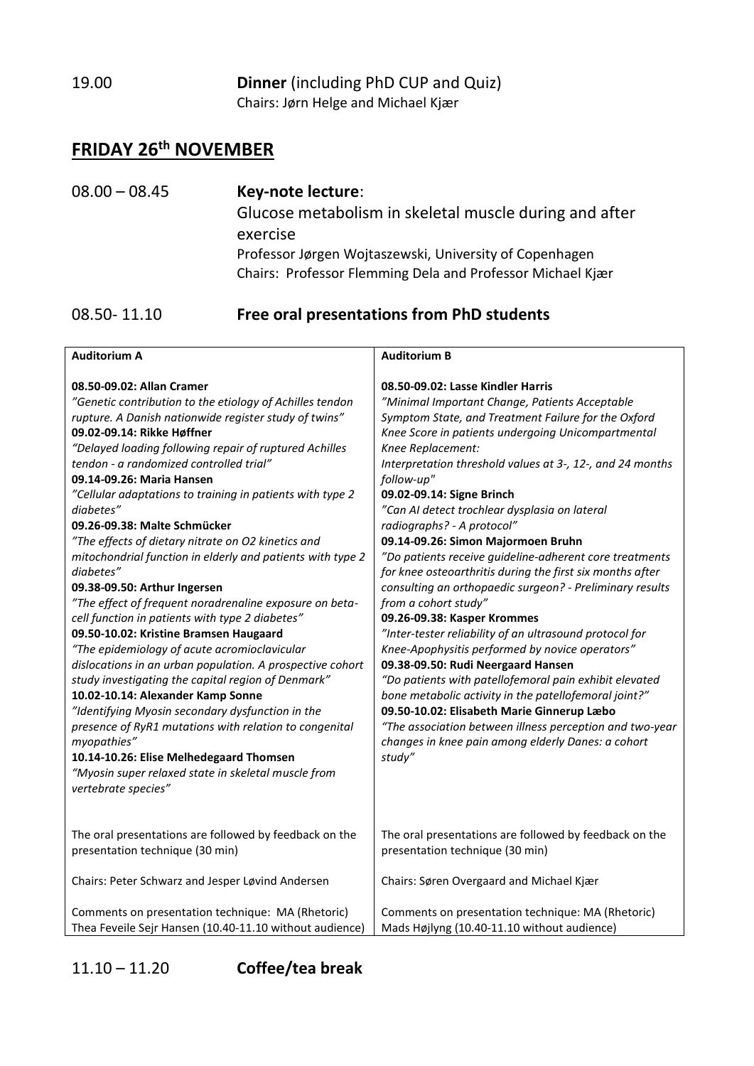19.00 **Dinner** (including PhD CUP and Quiz)
Chairs: Jørn Helge and Michael Kjær

## FRIDAY 26th NOVEMBER

08.00 – 08.45 **Key-note lecture**:
Glucose metabolism in skeletal muscle during and after exercise
Professor Jørgen Wojtaszewski, University of Copenhagen
Chairs: Professor Flemming Dela and Professor Michael Kjær

08.50- 11.10 **Free oral presentations from PhD students**

| **Auditorium A** | **Auditorium B** |
|---|---|
| **08.50-09.02: Allan Cramer**<br>*"Genetic contribution to the etiology of Achilles tendon rupture. A Danish nationwide register study of twins"*<br>**09.02-09.14: Rikke Høffner**<br>*"Delayed loading following repair of ruptured Achilles tendon - a randomized controlled trial"*<br>**09.14-09.26: Maria Hansen**<br>*"Cellular adaptations to training in patients with type 2 diabetes"*<br>**09.26-09.38: Malte Schmücker**<br>*"The effects of dietary nitrate on O2 kinetics and mitochondrial function in elderly and patients with type 2 diabetes"*<br>**09.38-09.50: Arthur Ingersen**<br>*"The effect of frequent noradrenaline exposure on beta-cell function in patients with type 2 diabetes"*<br>**09.50-10.02: Kristine Bramsen Haugaard**<br>*"The epidemiology of acute acromioclavicular dislocations in an urban population. A prospective cohort study investigating the capital region of Denmark"*<br>**10.02-10.14: Alexander Kamp Sonne**<br>*"Identifying Myosin secondary dysfunction in the presence of RyR1 mutations with relation to congenital myopathies"*<br>**10.14-10.26: Elise Melhedegaard Thomsen**<br>*"Myosin super relaxed state in skeletal muscle from vertebrate species"* | **08.50-09.02: Lasse Kindler Harris**<br>*"Minimal Important Change, Patients Acceptable Symptom State, and Treatment Failure for the Oxford Knee Score in patients undergoing Unicompartmental Knee Replacement: Interpretation threshold values at 3-, 12-, and 24 months follow-up"*<br>**09.02-09.14: Signe Brinch**<br>*"Can AI detect trochlear dysplasia on lateral radiographs? - A protocol"*<br>**09.14-09.26: Simon Majormoen Bruhn**<br>*"Do patients receive guideline-adherent core treatments for knee osteoarthritis during the first six months after consulting an orthopaedic surgeon? - Preliminary results from a cohort study"*<br>**09.26-09.38: Kasper Krommes**<br>*"Inter-tester reliability of an ultrasound protocol for Knee-Apophysitis performed by novice operators"*<br>**09.38-09.50: Rudi Neergaard Hansen**<br>*"Do patients with patellofemoral pain exhibit elevated bone metabolic activity in the patellofemoral joint?"*<br>**09.50-10.02: Elisabeth Marie Ginnerup Læbo**<br>*"The association between illness perception and two-year changes in knee pain among elderly Danes: a cohort study"* |
| The oral presentations are followed by feedback on the presentation technique (30 min)<br><br>Chairs: Peter Schwarz and Jesper Løvind Andersen<br><br>Comments on presentation technique: MA (Rhetoric) Thea Feveile Sejr Hansen (10.40-11.10 without audience) | The oral presentations are followed by feedback on the presentation technique (30 min)<br><br>Chairs: Søren Overgaard and Michael Kjær<br><br>Comments on presentation technique: MA (Rhetoric) Mads Højlyng (10.40-11.10 without audience) |

11.10 – 11.20 **Coffee/tea break**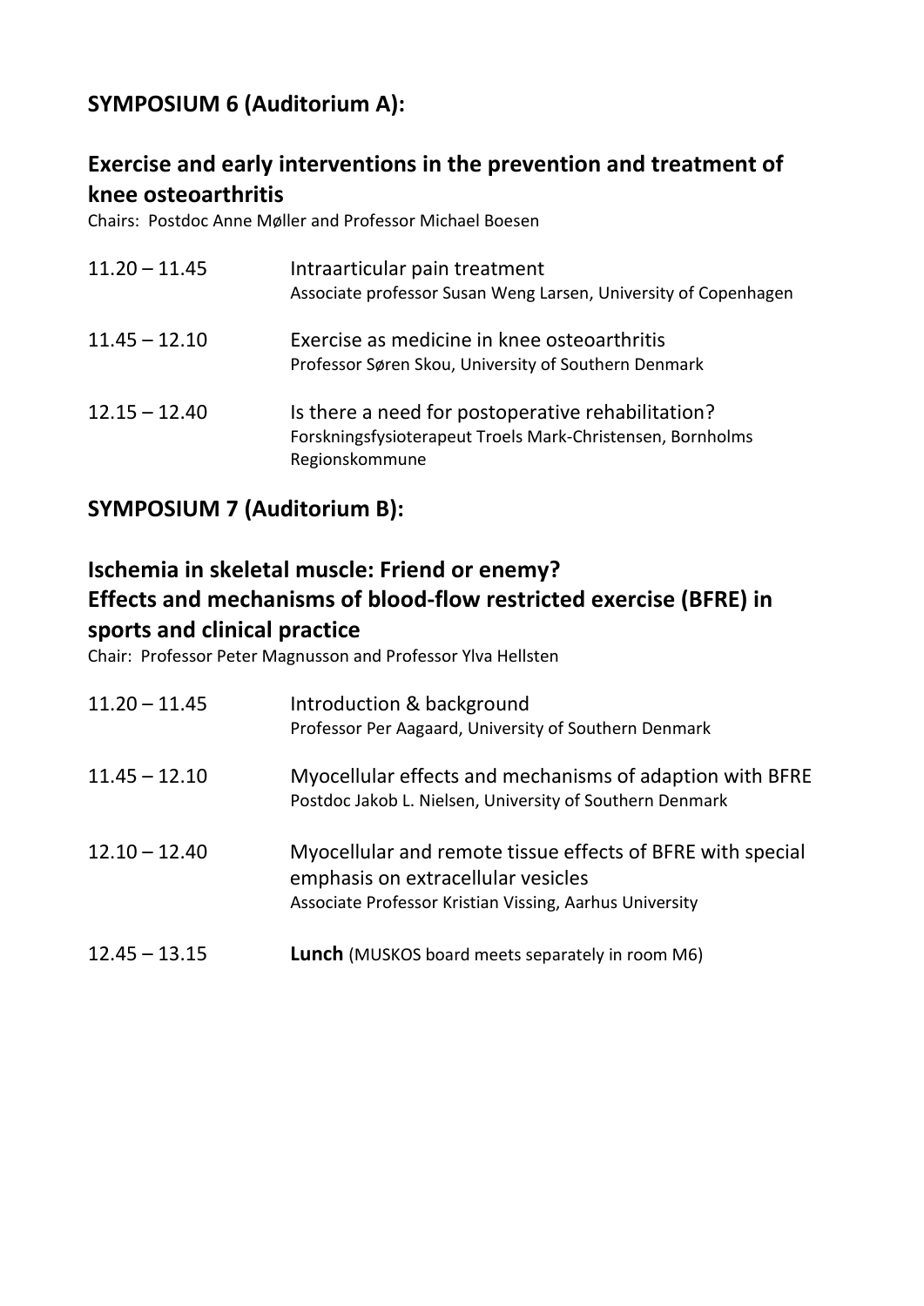## SYMPOSIUM 6 (Auditorium A):

## Exercise and early interventions in the prevention and treatment of knee osteoarthritis

Chairs: Postdoc Anne Møller and Professor Michael Boesen

| | |
|---|---|
| 11.20 – 11.45 | Intraarticular pain treatment<br>Associate professor Susan Weng Larsen, University of Copenhagen |
| 11.45 – 12.10 | Exercise as medicine in knee osteoarthritis<br>Professor Søren Skou, University of Southern Denmark |
| 12.15 – 12.40 | Is there a need for postoperative rehabilitation?<br>Forskningsfysioterapeut Troels Mark-Christensen, Bornholms Regionskommune |

## SYMPOSIUM 7 (Auditorium B):

## Ischemia in skeletal muscle: Friend or enemy? Effects and mechanisms of blood-flow restricted exercise (BFRE) in sports and clinical practice

Chair: Professor Peter Magnusson and Professor Ylva Hellsten

| | |
|---|---|
| 11.20 – 11.45 | Introduction & background<br>Professor Per Aagaard, University of Southern Denmark |
| 11.45 – 12.10 | Myocellular effects and mechanisms of adaption with BFRE<br>Postdoc Jakob L. Nielsen, University of Southern Denmark |
| 12.10 – 12.40 | Myocellular and remote tissue effects of BFRE with special emphasis on extracellular vesicles<br>Associate Professor Kristian Vissing, Aarhus University |
| 12.45 – 13.15 | **Lunch** (MUSKOS board meets separately in room M6) |